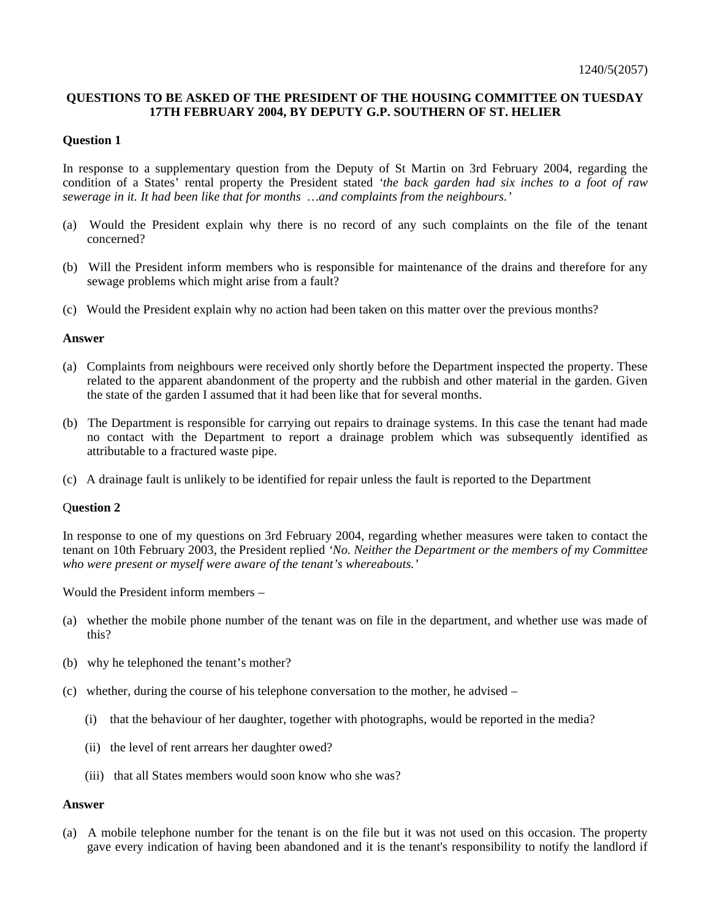1240/5(2057)

**QUESTIONS TO BE ASKED OF THE PRESIDENT OF THE HOUSING COMMITTEE ON TUESDAY 17TH FEBRUARY 2004, BY DEPUTY G.P. SOUTHERN OF ST. HELIER**

**Question 1**

In response to a supplementary question from the Deputy of St Martin on 3rd February 2004, regarding the condition of a States' rental property the President stated *'the back garden had six inches to a foot of raw sewerage in it. It had been like that for months …and complaints from the neighbours.'*

(a) Would the President explain why there is no record of any such complaints on the file of the tenant concerned?

(b) Will the President inform members who is responsible for maintenance of the drains and therefore for any sewage problems which might arise from a fault?

(c) Would the President explain why no action had been taken on this matter over the previous months?

**Answer**

(a) Complaints from neighbours were received only shortly before the Department inspected the property. These related to the apparent abandonment of the property and the rubbish and other material in the garden. Given the state of the garden I assumed that it had been like that for several months.

(b) The Department is responsible for carrying out repairs to drainage systems. In this case the tenant had made no contact with the Department to report a drainage problem which was subsequently identified as attributable to a fractured waste pipe.

(c) A drainage fault is unlikely to be identified for repair unless the fault is reported to the Department

Q**uestion 2**

In response to one of my questions on 3rd February 2004, regarding whether measures were taken to contact the tenant on 10th February 2003, the President replied *'No. Neither the Department or the members of my Committee who were present or myself were aware of the tenant's whereabouts.'*

Would the President inform members –

(a) whether the mobile phone number of the tenant was on file in the department, and whether use was made of this?

(b) why he telephoned the tenant's mother?

(c) whether, during the course of his telephone conversation to the mother, he advised –

   (i) that the behaviour of her daughter, together with photographs, would be reported in the media?

   (ii) the level of rent arrears her daughter owed?

   (iii) that all States members would soon know who she was?

**Answer**

(a) A mobile telephone number for the tenant is on the file but it was not used on this occasion. The property gave every indication of having been abandoned and it is the tenant's responsibility to notify the landlord if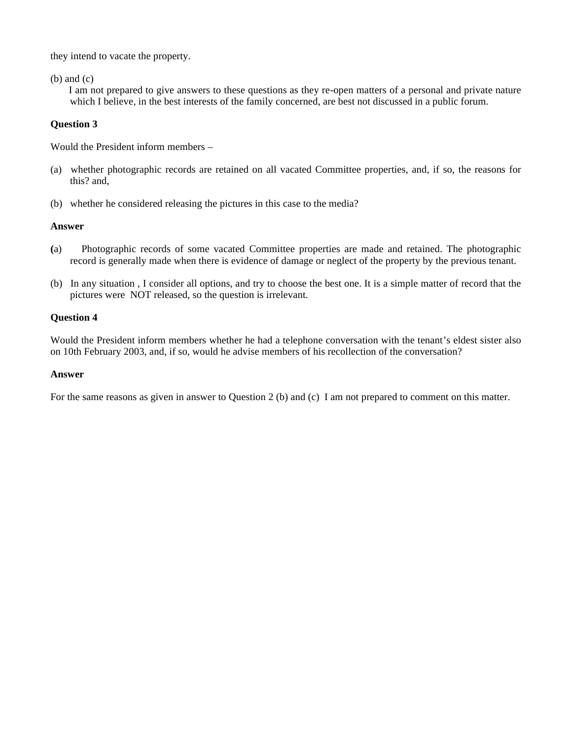they intend to vacate the property.

(b) and (c)

I am not prepared to give answers to these questions as they re-open matters of a personal and private nature which I believe, in the best interests of the family concerned, are best not discussed in a public forum.

**Question 3**

Would the President inform members –

(a) whether photographic records are retained on all vacated Committee properties, and, if so, the reasons for this? and,

(b) whether he considered releasing the pictures in this case to the media?

**Answer**

**(**a) Photographic records of some vacated Committee properties are made and retained. The photographic record is generally made when there is evidence of damage or neglect of the property by the previous tenant.

(b) In any situation , I consider all options, and try to choose the best one. It is a simple matter of record that the pictures were NOT released, so the question is irrelevant.

**Question 4**

Would the President inform members whether he had a telephone conversation with the tenant's eldest sister also on 10th February 2003, and, if so, would he advise members of his recollection of the conversation?

**Answer**

For the same reasons as given in answer to Question 2 (b) and (c) I am not prepared to comment on this matter.